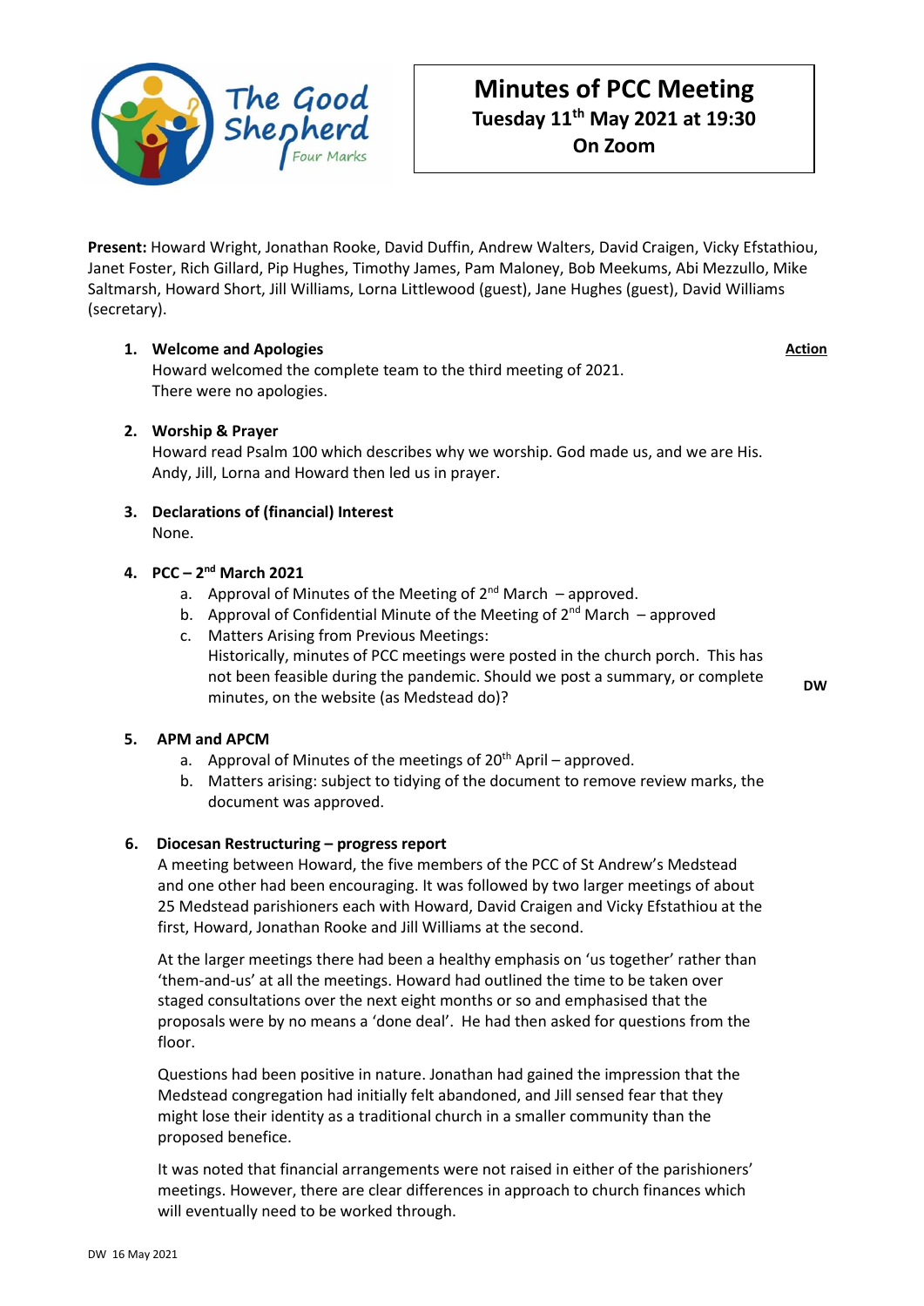# Minutes of PCC Meeting

**Tuesday 11th May 2021 at 19:30**

**On Zoom**

**Present:** Howard Wright, Jonathan Rooke, David Duffin, Andrew Walters, David Craigen, Vicky Efstathiou, Janet Foster, Rich Gillard, Pip Hughes, Timothy James, Pam Maloney, Bob Meekums, Abi Mezzullo, Mike Saltmarsh, Howard Short, Jill Williams, Lorna Littlewood (guest), Jane Hughes (guest), David Williams (secretary).

**Action**

1. **Welcome and Apologies**

   Howard welcomed the complete team to the third meeting of 2021.
   There were no apologies.

2. **Worship & Prayer**

   Howard read Psalm 100 which describes why we worship. God made us, and we are His. Andy, Jill, Lorna and Howard then led us in prayer.

3. **Declarations of (financial) Interest**

   None.

4. **PCC – 2nd March 2021**

   a. Approval of Minutes of the Meeting of 2nd March – approved.
   b. Approval of Confidential Minute of the Meeting of 2nd March – approved
   c. Matters Arising from Previous Meetings:
      Historically, minutes of PCC meetings were posted in the church porch. This has not been feasible during the pandemic. Should we post a summary, or complete minutes, on the website (as Medstead do)? **DW**

5. **APM and APCM**

   a. Approval of Minutes of the meetings of 20th April – approved.
   b. Matters arising: subject to tidying of the document to remove review marks, the document was approved.

6. **Diocesan Restructuring – progress report**

   A meeting between Howard, the five members of the PCC of St Andrew's Medstead and one other had been encouraging. It was followed by two larger meetings of about 25 Medstead parishioners each with Howard, David Craigen and Vicky Efstathiou at the first, Howard, Jonathan Rooke and Jill Williams at the second.

   At the larger meetings there had been a healthy emphasis on 'us together' rather than 'them-and-us' at all the meetings. Howard had outlined the time to be taken over staged consultations over the next eight months or so and emphasised that the proposals were by no means a 'done deal'. He had then asked for questions from the floor.

   Questions had been positive in nature. Jonathan had gained the impression that the Medstead congregation had initially felt abandoned, and Jill sensed fear that they might lose their identity as a traditional church in a smaller community than the proposed benefice.

   It was noted that financial arrangements were not raised in either of the parishioners' meetings. However, there are clear differences in approach to church finances which will eventually need to be worked through.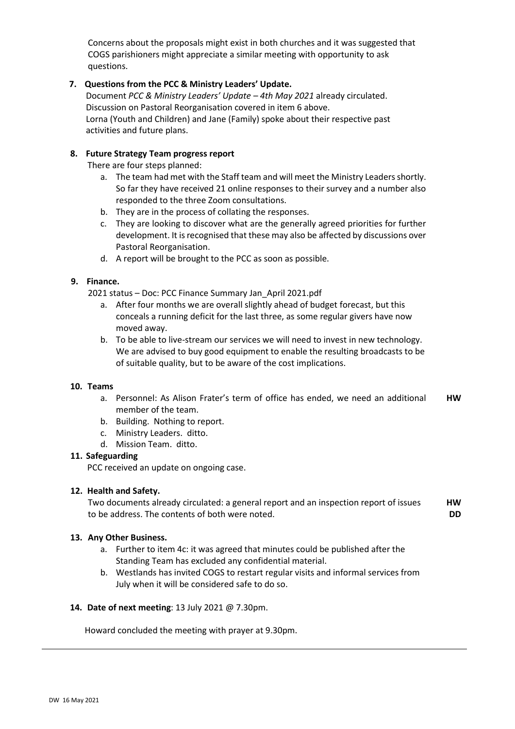Concerns about the proposals might exist in both churches and it was suggested that COGS parishioners might appreciate a similar meeting with opportunity to ask questions.

**7. Questions from the PCC & Ministry Leaders' Update.**

Document *PCC & Ministry Leaders' Update – 4th May 2021* already circulated.
Discussion on Pastoral Reorganisation covered in item 6 above.
Lorna (Youth and Children) and Jane (Family) spoke about their respective past activities and future plans.

**8. Future Strategy Team progress report**

There are four steps planned:

a. The team had met with the Staff team and will meet the Ministry Leaders shortly. So far they have received 21 online responses to their survey and a number also responded to the three Zoom consultations.
b. They are in the process of collating the responses.
c. They are looking to discover what are the generally agreed priorities for further development. It is recognised that these may also be affected by discussions over Pastoral Reorganisation.
d. A report will be brought to the PCC as soon as possible.

**9. Finance.**

2021 status – Doc: PCC Finance Summary Jan_April 2021.pdf

a. After four months we are overall slightly ahead of budget forecast, but this conceals a running deficit for the last three, as some regular givers have now moved away.
b. To be able to live-stream our services we will need to invest in new technology. We are advised to buy good equipment to enable the resulting broadcasts to be of suitable quality, but to be aware of the cost implications.

**10. Teams**

a. Personnel: As Alison Frater's term of office has ended, we need an additional member of the team. **HW**
b. Building. Nothing to report.
c. Ministry Leaders. ditto.
d. Mission Team. ditto.

**11. Safeguarding**

PCC received an update on ongoing case.

**12. Health and Safety.**

Two documents already circulated: a general report and an inspection report of issues to be address. The contents of both were noted. **HW DD**

**13. Any Other Business.**

a. Further to item 4c: it was agreed that minutes could be published after the Standing Team has excluded any confidential material.
b. Westlands has invited COGS to restart regular visits and informal services from July when it will be considered safe to do so.

**14. Date of next meeting**: 13 July 2021 @ 7.30pm.

Howard concluded the meeting with prayer at 9.30pm.

---

DW 16 May 2021